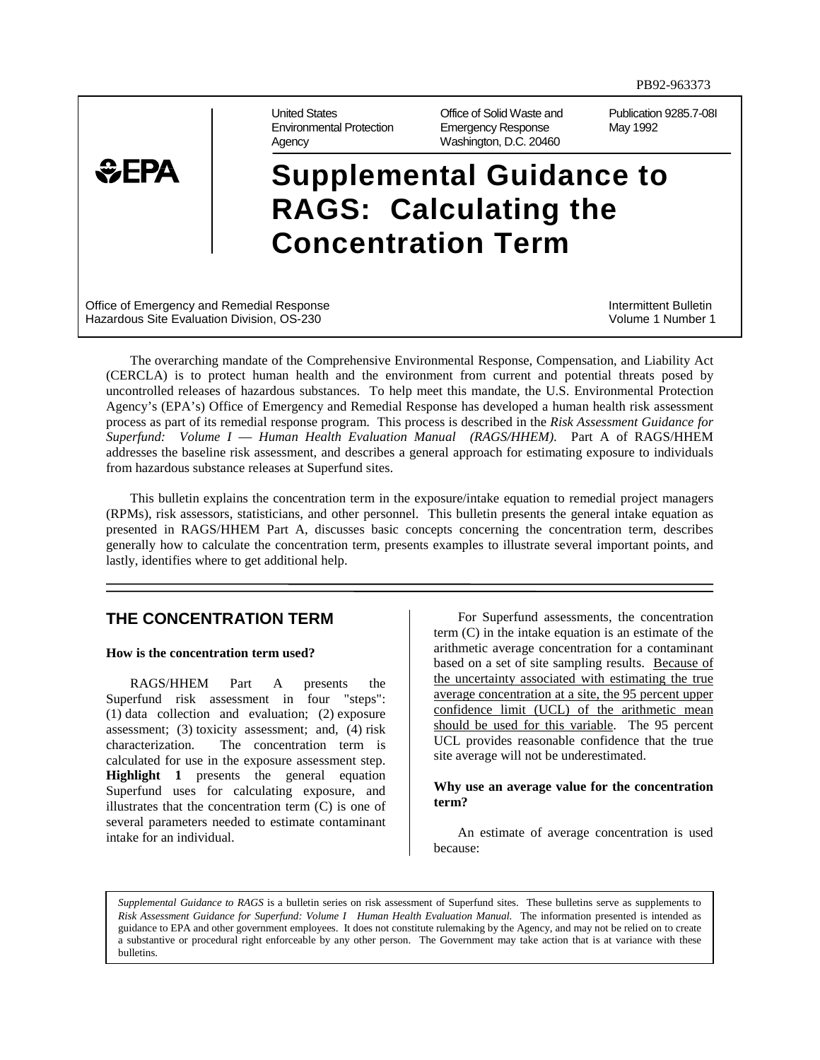PB92-963373

United States Environmental Protection Agency | Office of Solid Waste and Emergency Response, Washington, D.C. 20460 | Publication 9285.7-08I, May 1992

EPA

# Supplemental Guidance to RAGS: Calculating the Concentration Term

Office of Emergency and Remedial Response
Hazardous Site Evaluation Division, OS-230

Intermittent Bulletin
Volume 1 Number 1

The overarching mandate of the Comprehensive Environmental Response, Compensation, and Liability Act (CERCLA) is to protect human health and the environment from current and potential threats posed by uncontrolled releases of hazardous substances. To help meet this mandate, the U.S. Environmental Protection Agency's (EPA's) Office of Emergency and Remedial Response has developed a human health risk assessment process as part of its remedial response program. This process is described in the *Risk Assessment Guidance for Superfund: Volume I — Human Health Evaluation Manual (RAGS/HHEM)*. Part A of RAGS/HHEM addresses the baseline risk assessment, and describes a general approach for estimating exposure to individuals from hazardous substance releases at Superfund sites.

This bulletin explains the concentration term in the exposure/intake equation to remedial project managers (RPMs), risk assessors, statisticians, and other personnel. This bulletin presents the general intake equation as presented in RAGS/HHEM Part A, discusses basic concepts concerning the concentration term, describes generally how to calculate the concentration term, presents examples to illustrate several important points, and lastly, identifies where to get additional help.

## THE CONCENTRATION TERM

**How is the concentration term used?**

RAGS/HHEM Part A presents the Superfund risk assessment in four "steps": (1) data collection and evaluation; (2) exposure assessment; (3) toxicity assessment; and, (4) risk characterization. The concentration term is calculated for use in the exposure assessment step. **Highlight 1** presents the general equation Superfund uses for calculating exposure, and illustrates that the concentration term (C) is one of several parameters needed to estimate contaminant intake for an individual.

For Superfund assessments, the concentration term (C) in the intake equation is an estimate of the arithmetic average concentration for a contaminant based on a set of site sampling results. <u>Because of the uncertainty associated with estimating the true average concentration at a site, the 95 percent upper confidence limit (UCL) of the arithmetic mean should be used for this variable</u>. The 95 percent UCL provides reasonable confidence that the true site average will not be underestimated.

**Why use an average value for the concentration term?**

An estimate of average concentration is used because:

*Supplemental Guidance to RAGS* is a bulletin series on risk assessment of Superfund sites. These bulletins serve as supplements to *Risk Assessment Guidance for Superfund: Volume I Human Health Evaluation Manual.* The information presented is intended as guidance to EPA and other government employees. It does not constitute rulemaking by the Agency, and may not be relied on to create a substantive or procedural right enforceable by any other person. The Government may take action that is at variance with these bulletins.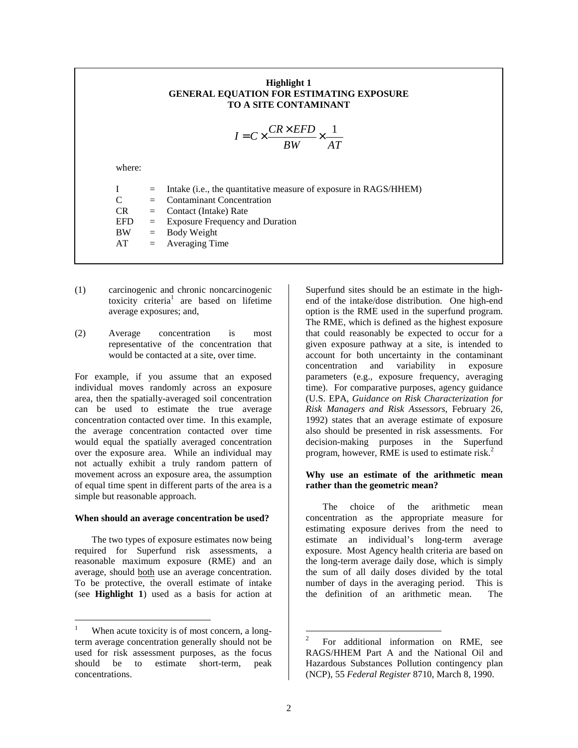**Highlight 1**
**GENERAL EQUATION FOR ESTIMATING EXPOSURE TO A SITE CONTAMINANT**

$$I = C \times \frac{CR \times EFD}{BW} \times \frac{1}{AT}$$

where:

| | | |
|---|---|---|
| I | = | Intake (i.e., the quantitative measure of exposure in RAGS/HHEM) |
| C | = | Contaminant Concentration |
| CR | = | Contact (Intake) Rate |
| EFD | = | Exposure Frequency and Duration |
| BW | = | Body Weight |
| AT | = | Averaging Time |

(1) carcinogenic and chronic noncarcinogenic toxicity criteria[1] are based on lifetime average exposures; and,

(2) Average concentration is most representative of the concentration that would be contacted at a site, over time.

For example, if you assume that an exposed individual moves randomly across an exposure area, then the spatially-averaged soil concentration can be used to estimate the true average concentration contacted over time. In this example, the average concentration contacted over time would equal the spatially averaged concentration over the exposure area. While an individual may not actually exhibit a truly random pattern of movement across an exposure area, the assumption of equal time spent in different parts of the area is a simple but reasonable approach.

**When should an average concentration be used?**

The two types of exposure estimates now being required for Superfund risk assessments, a reasonable maximum exposure (RME) and an average, should both use an average concentration. To be protective, the overall estimate of intake (see **Highlight 1**) used as a basis for action at Superfund sites should be an estimate in the high-end of the intake/dose distribution. One high-end option is the RME used in the superfund program. The RME, which is defined as the highest exposure that could reasonably be expected to occur for a given exposure pathway at a site, is intended to account for both uncertainty in the contaminant concentration and variability in exposure parameters (e.g., exposure frequency, averaging time). For comparative purposes, agency guidance (U.S. EPA, *Guidance on Risk Characterization for Risk Managers and Risk Assessors*, February 26, 1992) states that an average estimate of exposure also should be presented in risk assessments. For decision-making purposes in the Superfund program, however, RME is used to estimate risk.[2]

**Why use an estimate of the arithmetic mean rather than the geometric mean?**

The choice of the arithmetic mean concentration as the appropriate measure for estimating exposure derives from the need to estimate an individual's long-term average exposure. Most Agency health criteria are based on the long-term average daily dose, which is simply the sum of all daily doses divided by the total number of days in the averaging period. This is the definition of an arithmetic mean. The

---

[1] When acute toxicity is of most concern, a long-term average concentration generally should not be used for risk assessment purposes, as the focus should be to estimate short-term, peak concentrations.

[2] For additional information on RME, see RAGS/HHEM Part A and the National Oil and Hazardous Substances Pollution contingency plan (NCP), 55 *Federal Register* 8710, March 8, 1990.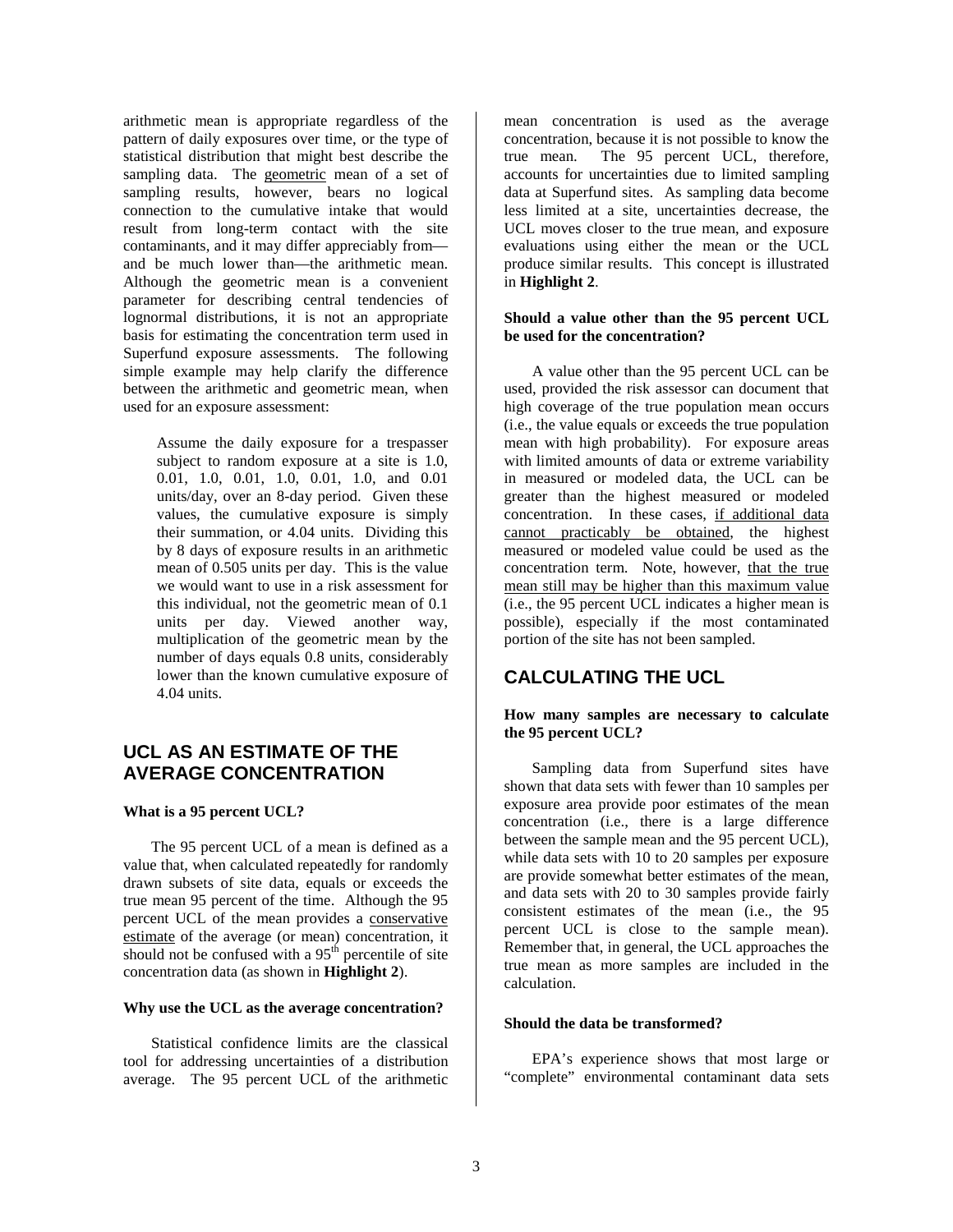arithmetic mean is appropriate regardless of the pattern of daily exposures over time, or the type of statistical distribution that might best describe the sampling data. The geometric mean of a set of sampling results, however, bears no logical connection to the cumulative intake that would result from long-term contact with the site contaminants, and it may differ appreciably from—and be much lower than—the arithmetic mean. Although the geometric mean is a convenient parameter for describing central tendencies of lognormal distributions, it is not an appropriate basis for estimating the concentration term used in Superfund exposure assessments. The following simple example may help clarify the difference between the arithmetic and geometric mean, when used for an exposure assessment:

> Assume the daily exposure for a trespasser subject to random exposure at a site is 1.0, 0.01, 1.0, 0.01, 1.0, 0.01, 1.0, and 0.01 units/day, over an 8-day period. Given these values, the cumulative exposure is simply their summation, or 4.04 units. Dividing this by 8 days of exposure results in an arithmetic mean of 0.505 units per day. This is the value we would want to use in a risk assessment for this individual, not the geometric mean of 0.1 units per day. Viewed another way, multiplication of the geometric mean by the number of days equals 0.8 units, considerably lower than the known cumulative exposure of 4.04 units.

## UCL AS AN ESTIMATE OF THE AVERAGE CONCENTRATION

**What is a 95 percent UCL?**

The 95 percent UCL of a mean is defined as a value that, when calculated repeatedly for randomly drawn subsets of site data, equals or exceeds the true mean 95 percent of the time. Although the 95 percent UCL of the mean provides a conservative estimate of the average (or mean) concentration, it should not be confused with a 95$^{th}$ percentile of site concentration data (as shown in **Highlight 2**).

**Why use the UCL as the average concentration?**

Statistical confidence limits are the classical tool for addressing uncertainties of a distribution average. The 95 percent UCL of the arithmetic mean concentration is used as the average concentration, because it is not possible to know the true mean. The 95 percent UCL, therefore, accounts for uncertainties due to limited sampling data at Superfund sites. As sampling data become less limited at a site, uncertainties decrease, the UCL moves closer to the true mean, and exposure evaluations using either the mean or the UCL produce similar results. This concept is illustrated in **Highlight 2**.

**Should a value other than the 95 percent UCL be used for the concentration?**

A value other than the 95 percent UCL can be used, provided the risk assessor can document that high coverage of the true population mean occurs (i.e., the value equals or exceeds the true population mean with high probability). For exposure areas with limited amounts of data or extreme variability in measured or modeled data, the UCL can be greater than the highest measured or modeled concentration. In these cases, if additional data cannot practicably be obtained, the highest measured or modeled value could be used as the concentration term. Note, however, that the true mean still may be higher than this maximum value (i.e., the 95 percent UCL indicates a higher mean is possible), especially if the most contaminated portion of the site has not been sampled.

## CALCULATING THE UCL

**How many samples are necessary to calculate the 95 percent UCL?**

Sampling data from Superfund sites have shown that data sets with fewer than 10 samples per exposure area provide poor estimates of the mean concentration (i.e., there is a large difference between the sample mean and the 95 percent UCL), while data sets with 10 to 20 samples per exposure are provide somewhat better estimates of the mean, and data sets with 20 to 30 samples provide fairly consistent estimates of the mean (i.e., the 95 percent UCL is close to the sample mean). Remember that, in general, the UCL approaches the true mean as more samples are included in the calculation.

**Should the data be transformed?**

EPA's experience shows that most large or "complete" environmental contaminant data sets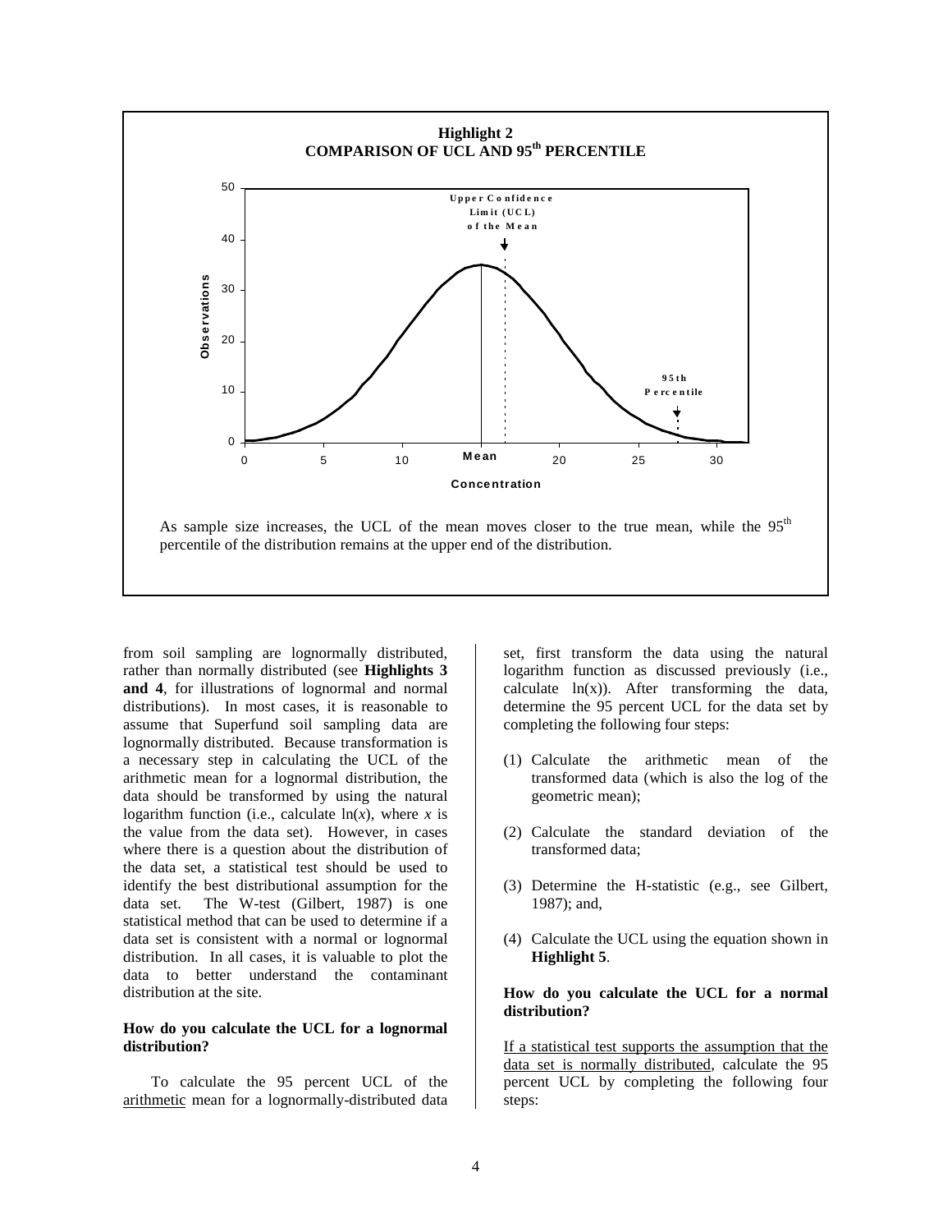**Highlight 2**
**COMPARISON OF UCL AND 95th PERCENTILE**

As sample size increases, the UCL of the mean moves closer to the true mean, while the 95th percentile of the distribution remains at the upper end of the distribution.

from soil sampling are lognormally distributed, rather than normally distributed (see **Highlights 3 and 4**, for illustrations of lognormal and normal distributions). In most cases, it is reasonable to assume that Superfund soil sampling data are lognormally distributed. Because transformation is a necessary step in calculating the UCL of the arithmetic mean for a lognormal distribution, the data should be transformed by using the natural logarithm function (i.e., calculate $\ln(x)$, where $x$ is the value from the data set). However, in cases where there is a question about the distribution of the data set, a statistical test should be used to identify the best distributional assumption for the data set. The W-test (Gilbert, 1987) is one statistical method that can be used to determine if a data set is consistent with a normal or lognormal distribution. In all cases, it is valuable to plot the data to better understand the contaminant distribution at the site.

**How do you calculate the UCL for a lognormal distribution?**

To calculate the 95 percent UCL of the arithmetic mean for a lognormally-distributed data set, first transform the data using the natural logarithm function as discussed previously (i.e., calculate $\ln(x)$). After transforming the data, determine the 95 percent UCL for the data set by completing the following four steps:

(1) Calculate the arithmetic mean of the transformed data (which is also the log of the geometric mean);

(2) Calculate the standard deviation of the transformed data;

(3) Determine the H-statistic (e.g., see Gilbert, 1987); and,

(4) Calculate the UCL using the equation shown in **Highlight 5**.

**How do you calculate the UCL for a normal distribution?**

If a statistical test supports the assumption that the data set is normally distributed, calculate the 95 percent UCL by completing the following four steps: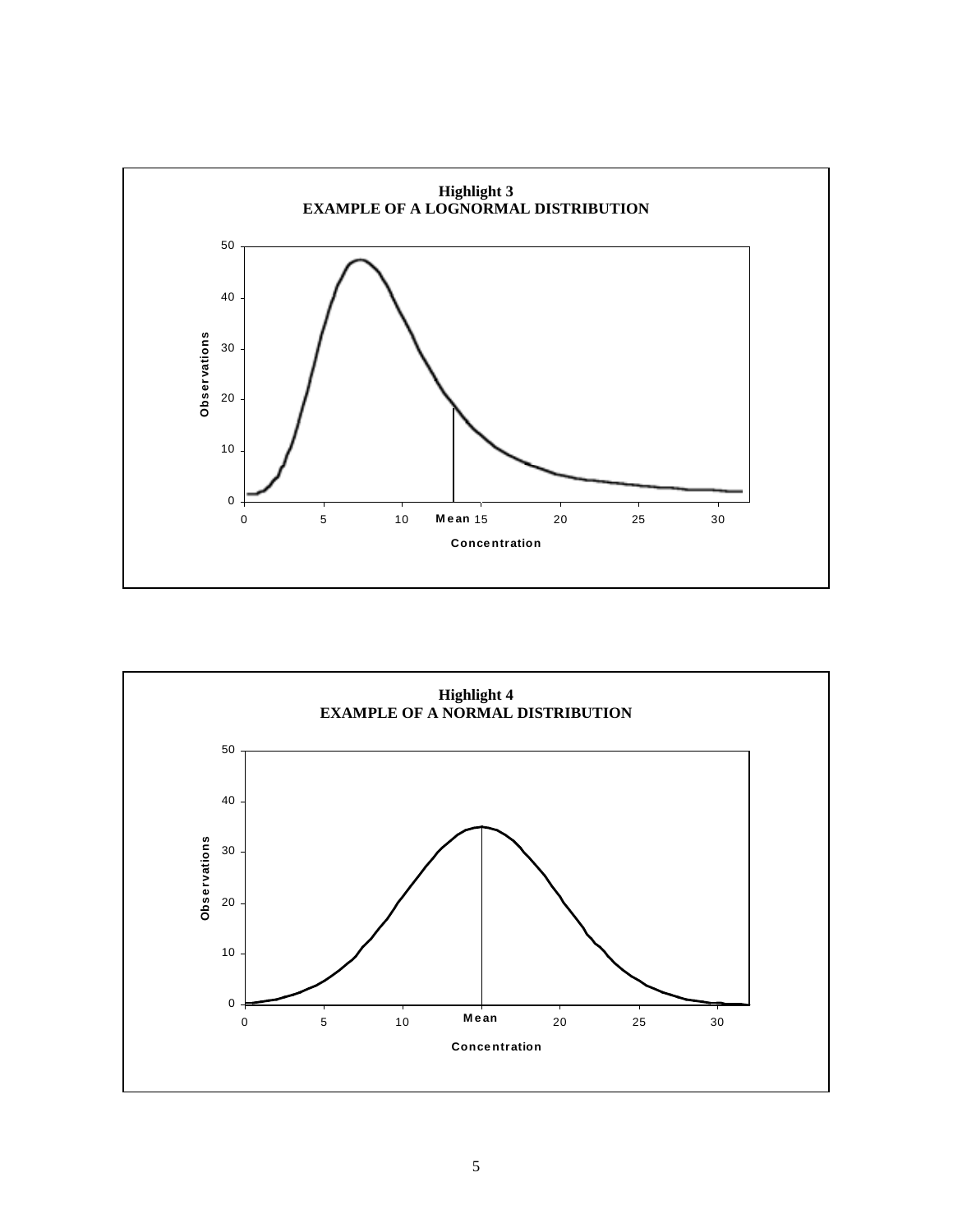**Highlight 3**
**EXAMPLE OF A LOGNORMAL DISTRIBUTION**

**Highlight 4**
**EXAMPLE OF A NORMAL DISTRIBUTION**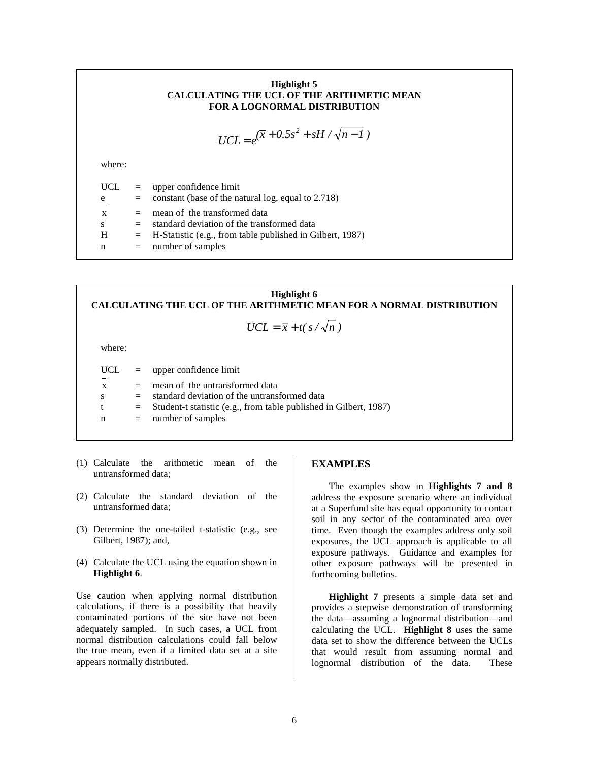### Highlight 5
### CALCULATING THE UCL OF THE ARITHMETIC MEAN FOR A LOGNORMAL DISTRIBUTION

$$UCL = e^{(\bar{x} + 0.5s^2 + sH / \sqrt{n-1})}$$

where:

| | | |
|---|---|---|
| UCL | = | upper confidence limit |
| e | = | constant (base of the natural log, equal to 2.718) |
| $\bar{x}$ | = | mean of the transformed data |
| s | = | standard deviation of the transformed data |
| H | = | H-Statistic (e.g., from table published in Gilbert, 1987) |
| n | = | number of samples |

### Highlight 6
### CALCULATING THE UCL OF THE ARITHMETIC MEAN FOR A NORMAL DISTRIBUTION

$$UCL = \bar{x} + t(s / \sqrt{n})$$

where:

| | | |
|---|---|---|
| UCL | = | upper confidence limit |
| $\bar{x}$ | = | mean of the untransformed data |
| s | = | standard deviation of the untransformed data |
| t | = | Student-t statistic (e.g., from table published in Gilbert, 1987) |
| n | = | number of samples |

(1) Calculate the arithmetic mean of the untransformed data;

(2) Calculate the standard deviation of the untransformed data;

(3) Determine the one-tailed t-statistic (e.g., see Gilbert, 1987); and,

(4) Calculate the UCL using the equation shown in **Highlight 6**.

Use caution when applying normal distribution calculations, if there is a possibility that heavily contaminated portions of the site have not been adequately sampled. In such cases, a UCL from normal distribution calculations could fall below the true mean, even if a limited data set at a site appears normally distributed.

## EXAMPLES

The examples show in **Highlights 7 and 8** address the exposure scenario where an individual at a Superfund site has equal opportunity to contact soil in any sector of the contaminated area over time. Even though the examples address only soil exposures, the UCL approach is applicable to all exposure pathways. Guidance and examples for other exposure pathways will be presented in forthcoming bulletins.

**Highlight 7** presents a simple data set and provides a stepwise demonstration of transforming the data—assuming a lognormal distribution—and calculating the UCL. **Highlight 8** uses the same data set to show the difference between the UCLs that would result from assuming normal and lognormal distribution of the data. These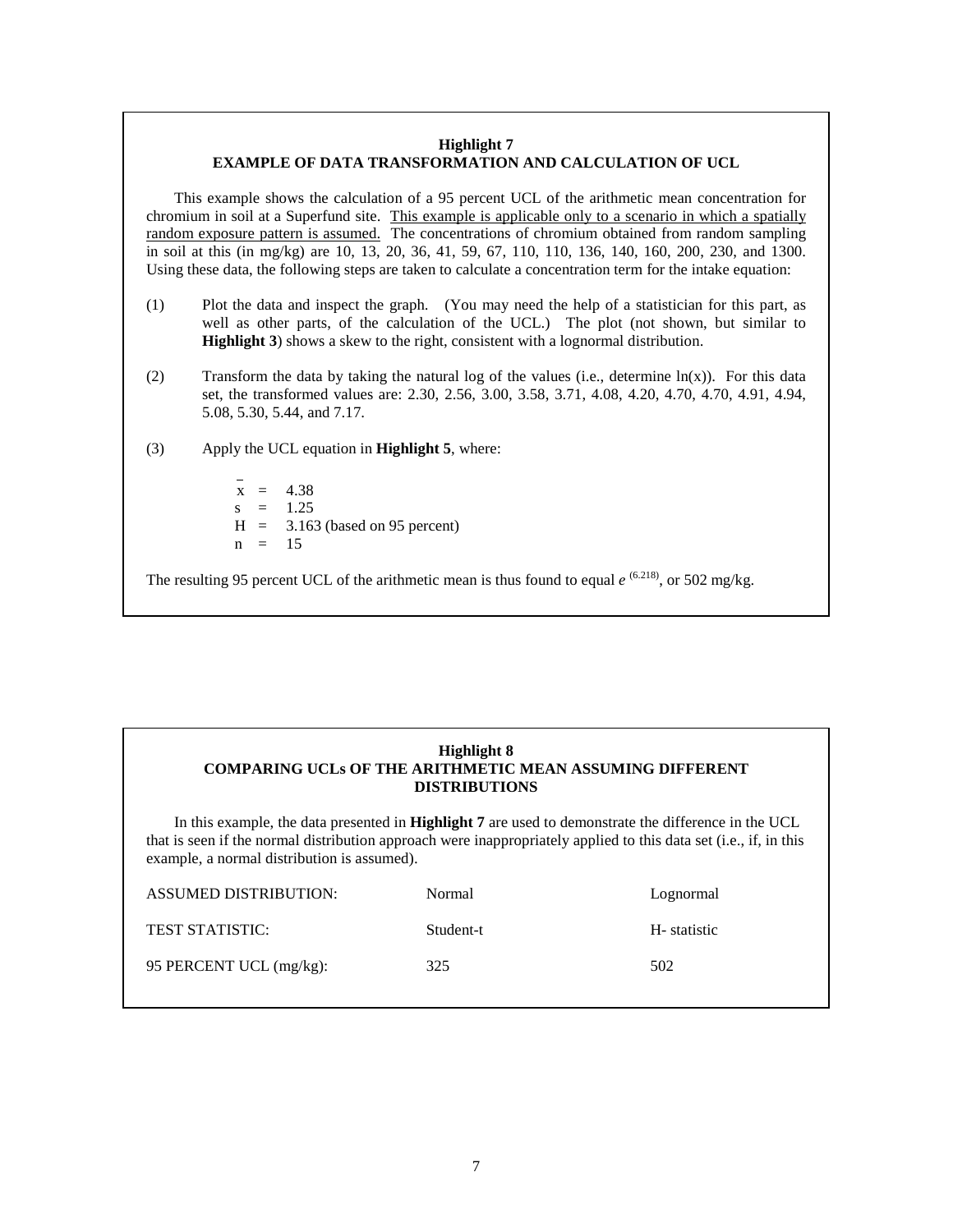### Highlight 7
### EXAMPLE OF DATA TRANSFORMATION AND CALCULATION OF UCL

This example shows the calculation of a 95 percent UCL of the arithmetic mean concentration for chromium in soil at a Superfund site. This example is applicable only to a scenario in which a spatially random exposure pattern is assumed. The concentrations of chromium obtained from random sampling in soil at this (in mg/kg) are 10, 13, 20, 36, 41, 59, 67, 110, 110, 136, 140, 160, 200, 230, and 1300. Using these data, the following steps are taken to calculate a concentration term for the intake equation:

(1) Plot the data and inspect the graph. (You may need the help of a statistician for this part, as well as other parts, of the calculation of the UCL.) The plot (not shown, but similar to **Highlight 3**) shows a skew to the right, consistent with a lognormal distribution.

(2) Transform the data by taking the natural log of the values (i.e., determine ln(x)). For this data set, the transformed values are: 2.30, 2.56, 3.00, 3.58, 3.71, 4.08, 4.20, 4.70, 4.70, 4.91, 4.94, 5.08, 5.30, 5.44, and 7.17.

(3) Apply the UCL equation in **Highlight 5**, where:

$\bar{x}$ = 4.38
s = 1.25
H = 3.163 (based on 95 percent)
n = 15

The resulting 95 percent UCL of the arithmetic mean is thus found to equal $e^{(6.218)}$, or 502 mg/kg.

### Highlight 8
### COMPARING UCLs OF THE ARITHMETIC MEAN ASSUMING DIFFERENT DISTRIBUTIONS

In this example, the data presented in **Highlight 7** are used to demonstrate the difference in the UCL that is seen if the normal distribution approach were inappropriately applied to this data set (i.e., if, in this example, a normal distribution is assumed).

| ASSUMED DISTRIBUTION: | Normal | Lognormal |
|---|---|---|
| TEST STATISTIC: | Student-t | H- statistic |
| 95 PERCENT UCL (mg/kg): | 325 | 502 |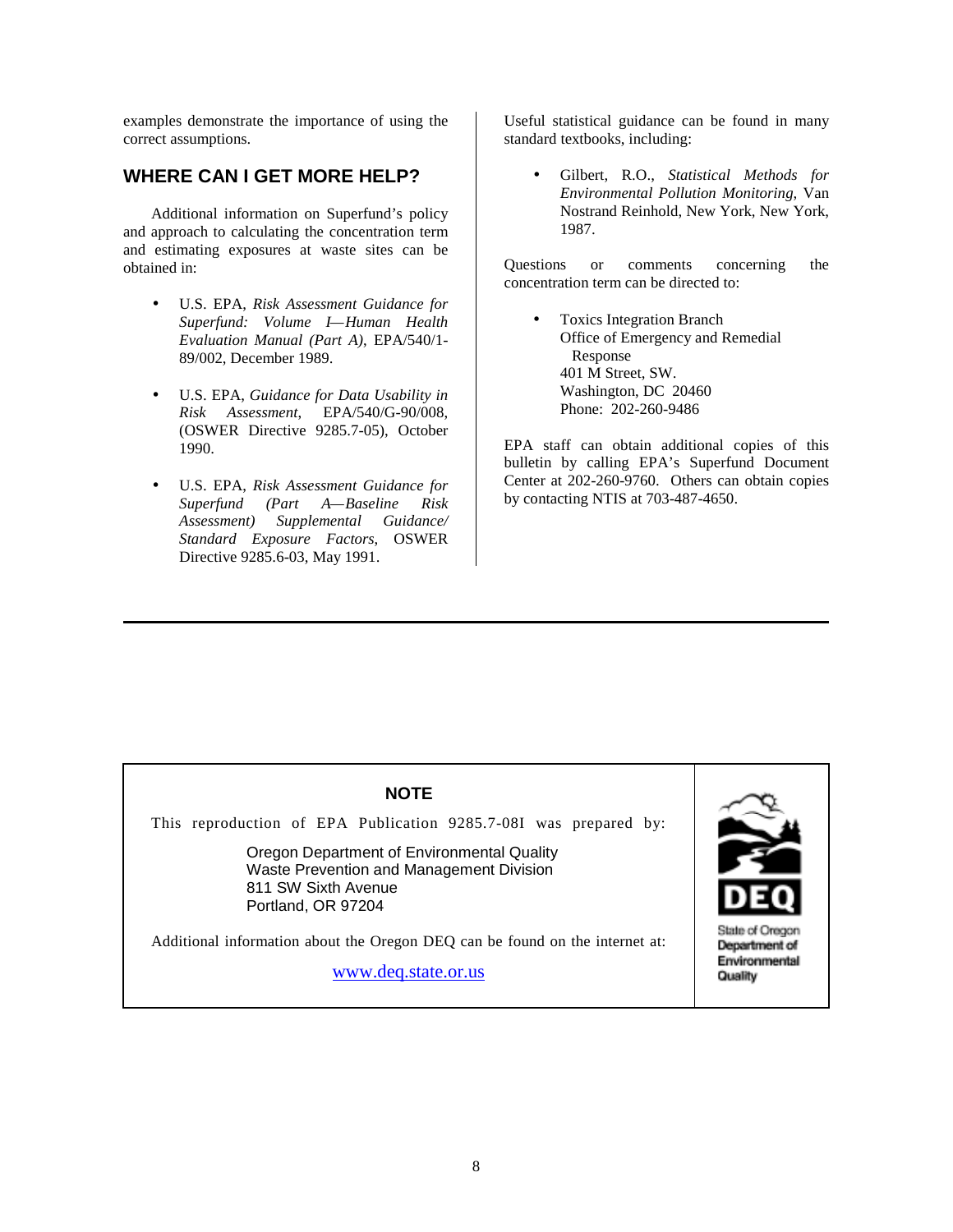examples demonstrate the importance of using the correct assumptions.

## WHERE CAN I GET MORE HELP?

Additional information on Superfund's policy and approach to calculating the concentration term and estimating exposures at waste sites can be obtained in:

- U.S. EPA, *Risk Assessment Guidance for Superfund: Volume I—Human Health Evaluation Manual (Part A)*, EPA/540/1-89/002, December 1989.
- U.S. EPA, *Guidance for Data Usability in Risk Assessment*, EPA/540/G-90/008, (OSWER Directive 9285.7-05), October 1990.
- U.S. EPA, *Risk Assessment Guidance for Superfund (Part A—Baseline Risk Assessment) Supplemental Guidance/ Standard Exposure Factors*, OSWER Directive 9285.6-03, May 1991.

Useful statistical guidance can be found in many standard textbooks, including:

- Gilbert, R.O., *Statistical Methods for Environmental Pollution Monitoring*, Van Nostrand Reinhold, New York, New York, 1987.

Questions or comments concerning the concentration term can be directed to:

- Toxics Integration Branch
  Office of Emergency and Remedial Response
  401 M Street, SW.
  Washington, DC 20460
  Phone: 202-260-9486

EPA staff can obtain additional copies of this bulletin by calling EPA's Superfund Document Center at 202-260-9760. Others can obtain copies by contacting NTIS at 703-487-4650.

---

**NOTE**

This reproduction of EPA Publication 9285.7-08I was prepared by:

Oregon Department of Environmental Quality
Waste Prevention and Management Division
811 SW Sixth Avenue
Portland, OR 97204

Additional information about the Oregon DEQ can be found on the internet at:

www.deq.state.or.us

DEQ
State of Oregon
Department of Environmental Quality